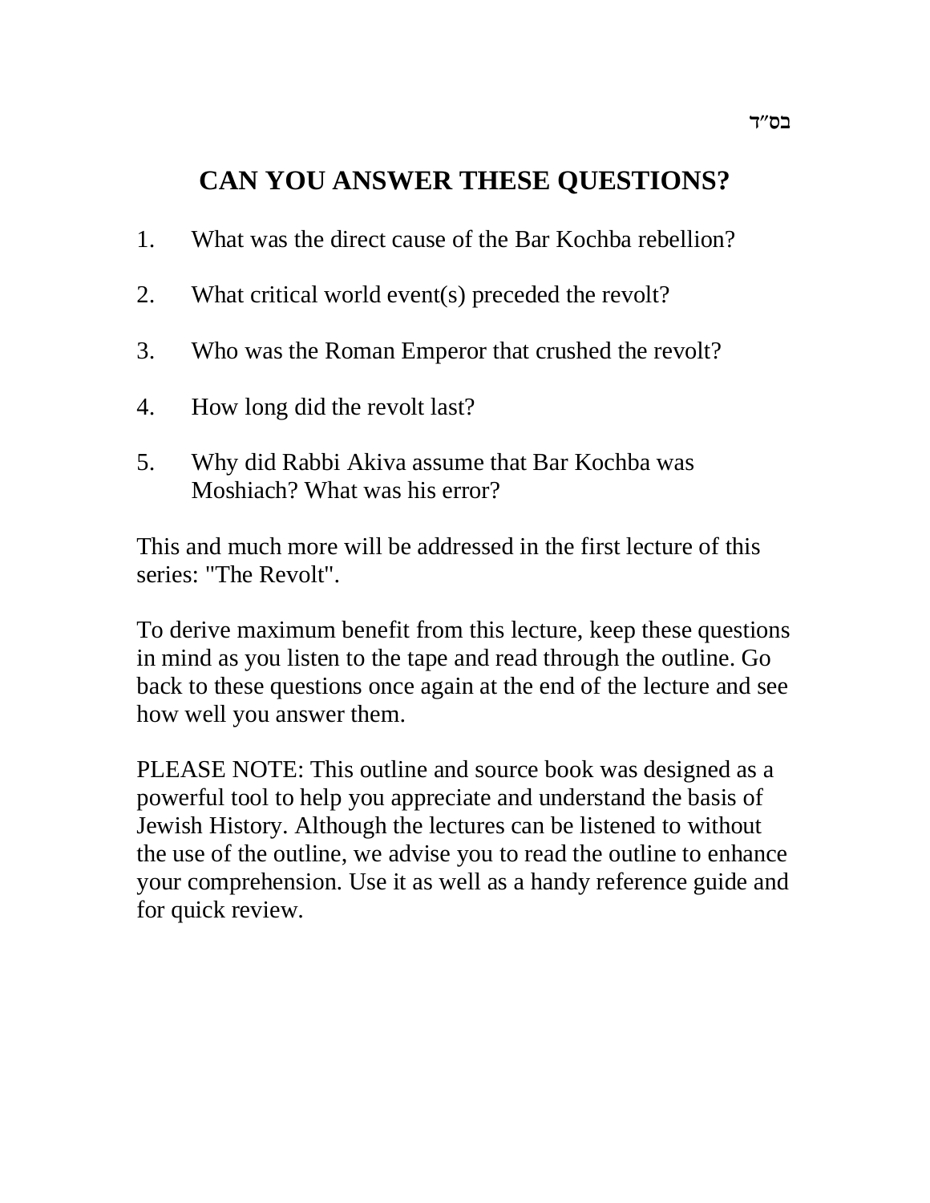בס"ד

# CAN YOU ANSWER THESE QUESTIONS?

1. What was the direct cause of the Bar Kochba rebellion?

2. What critical world event(s) preceded the revolt?

3. Who was the Roman Emperor that crushed the revolt?

4. How long did the revolt last?

5. Why did Rabbi Akiva assume that Bar Kochba was Moshiach? What was his error?

This and much more will be addressed in the first lecture of this series: "The Revolt".

To derive maximum benefit from this lecture, keep these questions in mind as you listen to the tape and read through the outline. Go back to these questions once again at the end of the lecture and see how well you answer them.

PLEASE NOTE: This outline and source book was designed as a powerful tool to help you appreciate and understand the basis of Jewish History. Although the lectures can be listened to without the use of the outline, we advise you to read the outline to enhance your comprehension. Use it as well as a handy reference guide and for quick review.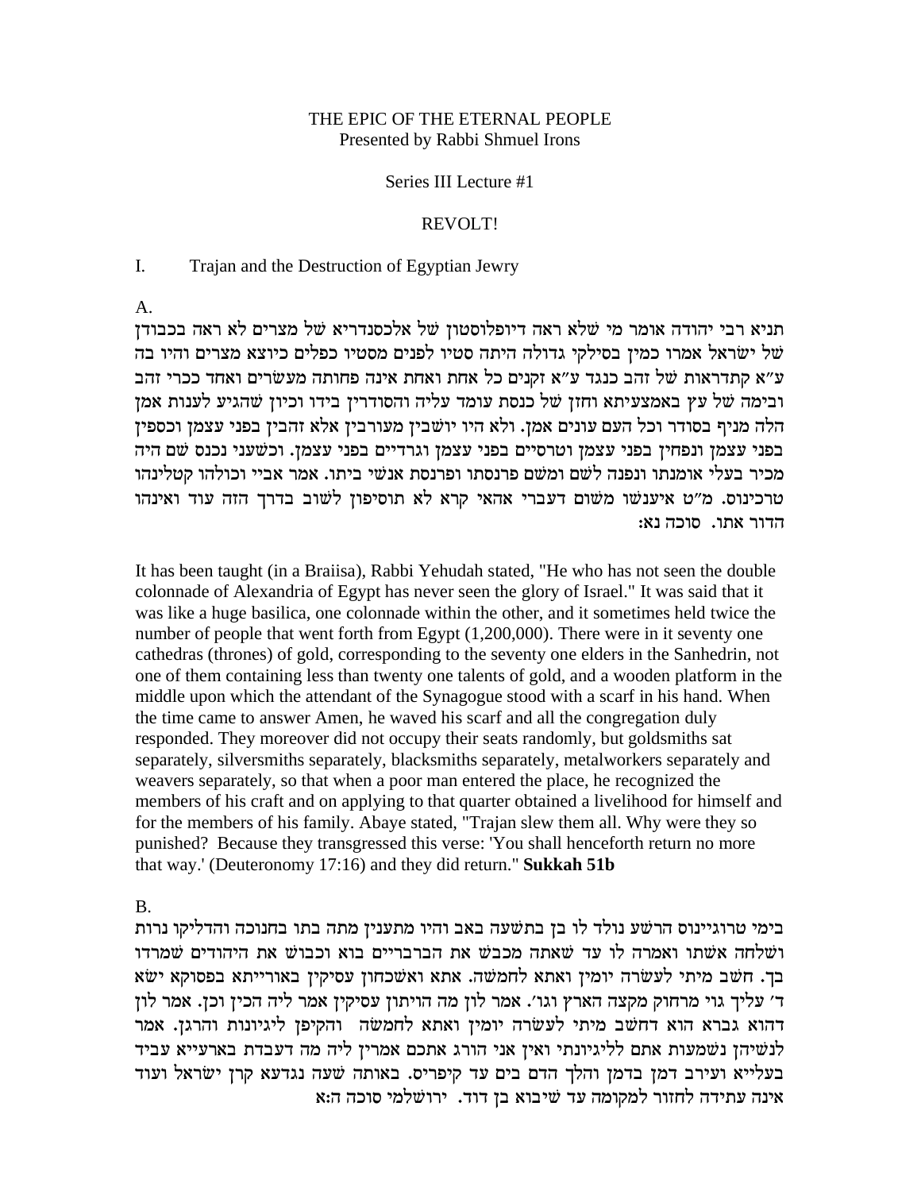THE EPIC OF THE ETERNAL PEOPLE
Presented by Rabbi Shmuel Irons

Series III Lecture #1

REVOLT!

I. Trajan and the Destruction of Egyptian Jewry

A.

תניא רבי יהודה אומר מי שלא ראה דיופלוסטון של אלכסנדריא של מצרים לא ראה בכבודן של ישראל אמרו כמין בסילקי גדולה היתה סטיו לפנים מסטיו כפלים כיוצא מצרים והיו בה ע"א קתדראות של זהב כנגד ע"א זקנים כל אחת ואחת אינה פחותה מעשרים ואחד ככרי זהב ובימה של עץ באמצעיתא וחזן של כנסת עומד עליה והסודרין בידו וכיון שהגיע לענות אמן הלה מניף בסודר וכל העם עונים אמן. ולא היו יושבין מעורבין אלא זהבין בפני עצמן וכספין בפני עצמן ונפחין בפני עצמן וטרסיים בפני עצמן וגרדיים בפני עצמן. וכשעני נכנס שם היה מכיר בעלי אומנתו ונפנה לשם ומשם פרנסתו ופרנסת אנשי ביתו. אמר אביי וכולהו קטלינהו טרכינוס. מ"ט איענשו משום דעברי אהאי קרא לא תוסיפון לשוב בדרך הזה עוד ואינהו הדור אתו. סוכה נא:

It has been taught (in a Braiisa), Rabbi Yehudah stated, "He who has not seen the double colonnade of Alexandria of Egypt has never seen the glory of Israel." It was said that it was like a huge basilica, one colonnade within the other, and it sometimes held twice the number of people that went forth from Egypt (1,200,000). There were in it seventy one cathedras (thrones) of gold, corresponding to the seventy one elders in the Sanhedrin, not one of them containing less than twenty one talents of gold, and a wooden platform in the middle upon which the attendant of the Synagogue stood with a scarf in his hand. When the time came to answer Amen, he waved his scarf and all the congregation duly responded. They moreover did not occupy their seats randomly, but goldsmiths sat separately, silversmiths separately, blacksmiths separately, metalworkers separately and weavers separately, so that when a poor man entered the place, he recognized the members of his craft and on applying to that quarter obtained a livelihood for himself and for the members of his family. Abaye stated, "Trajan slew them all. Why were they so punished? Because they transgressed this verse: 'You shall henceforth return no more that way.' (Deuteronomy 17:16) and they did return." **Sukkah 51b**

B.

בימי טרוגיינוס הרשע נולד לו בן בתשעה באב והיו מתענין מתה בתו בחנוכה והדליקו נרות ושלחה אשתו ואמרה לו עד שאתה מכבש את הברבריים בוא וכבוש את היהודים שמרדו בך. חשב מיתי לעשרה יומין ואתא לחמשה. אתא ואשכחון עסיקין באורייתא בפסוקא ישא ד' עליך גוי מרחוק מקצה הארץ וגו'. אמר לון מה הויתון עסיקין אמר ליה הכין וכן. אמר לון דהוא גברא הוא דחשב מיתי לעשרה יומין ואתא לחמשה והקיפן ליגיונות והרגן. אמר לנשיהן נשמעות אתם לליגיונתי ואין אני הורג אתכם אמרין ליה מה דעבדת בארעייא עביד בעלייא ועירב דמן בדמן והלך הדם בים עד קיפריס. באותה שעה נגדעא קרן ישראל ועוד אינה עתידה לחזור למקומה עד שיבוא בן דוד. ירושלמי סוכה ה:א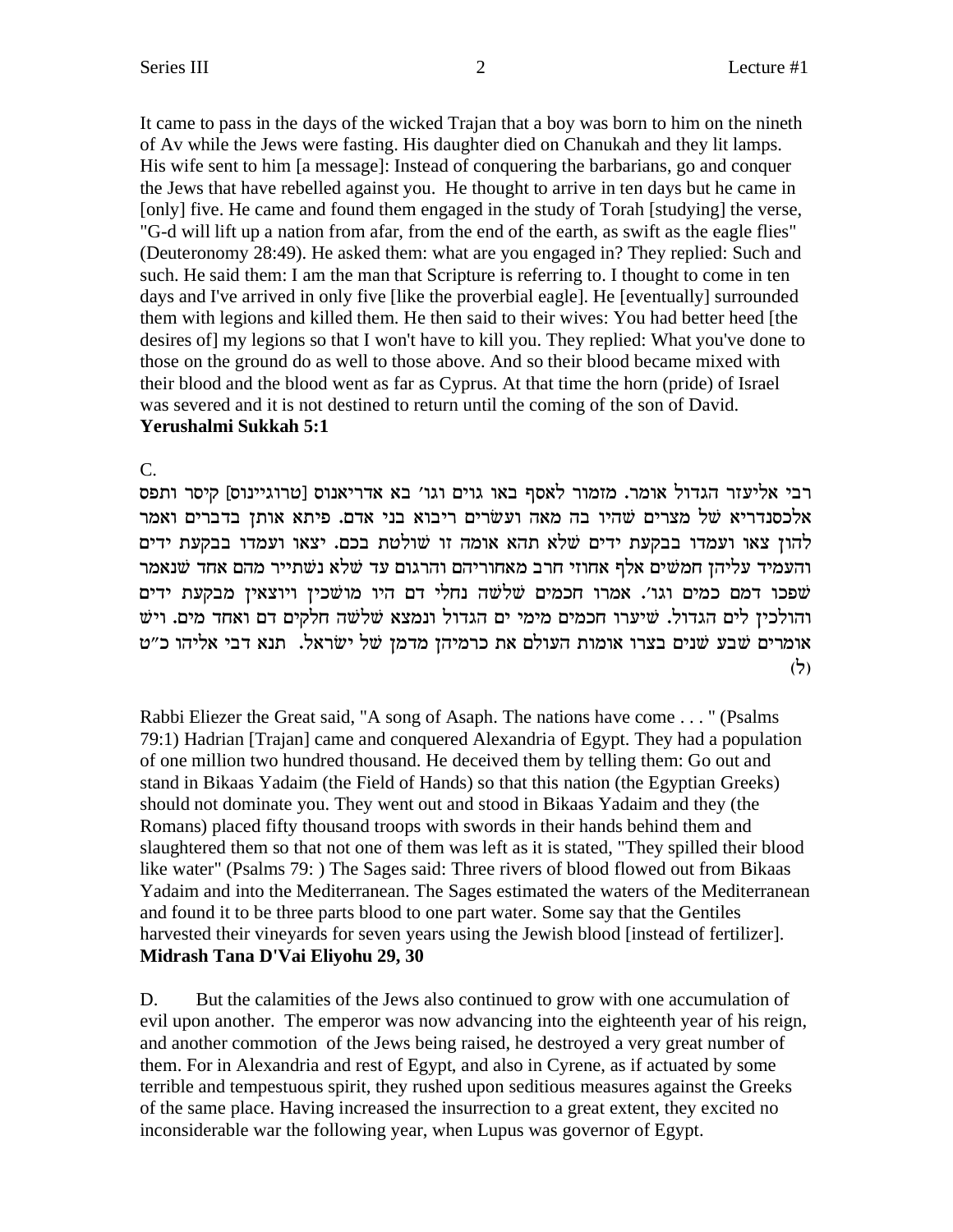It came to pass in the days of the wicked Trajan that a boy was born to him on the nineth of Av while the Jews were fasting. His daughter died on Chanukah and they lit lamps. His wife sent to him [a message]: Instead of conquering the barbarians, go and conquer the Jews that have rebelled against you. He thought to arrive in ten days but he came in [only] five. He came and found them engaged in the study of Torah [studying] the verse, "G-d will lift up a nation from afar, from the end of the earth, as swift as the eagle flies" (Deuteronomy 28:49). He asked them: what are you engaged in? They replied: Such and such. He said them: I am the man that Scripture is referring to. I thought to come in ten days and I've arrived in only five [like the proverbial eagle]. He [eventually] surrounded them with legions and killed them. He then said to their wives: You had better heed [the desires of] my legions so that I won't have to kill you. They replied: What you've done to those on the ground do as well to those above. And so their blood became mixed with their blood and the blood went as far as Cyprus. At that time the horn (pride) of Israel was severed and it is not destined to return until the coming of the son of David.
**Yerushalmi Sukkah 5:1**

C.

רבי אליעזר הגדול אומר. מזמור לאסף באו גוים וגו׳ בא אדריאנוס [טרוגיינוס] קיסר ותפס אלכסנדריא של מצרים שהיו בה מאה ועשרים ריבוא בני אדם. פיתא אותן בדברים ואמר להון צאו ועמדו בבקעת ידים שלא תהא אומה זו שולטת בכם. יצאו ועמדו בבקעת ידים והעמיד עליהן חמשים אלף אחוזי חרב מאחוריהם והרגום עד שלא נשתייר מהם אחד שנאמר שפכו דמם כמים וגו׳. אמרו חכמים שלשה נחלי דם היו מושכין ויוצאין מבקעת ידים והולכין לים הגדול. שיערו חכמים מימי ים הגדול ונמצא שלשה חלקים דם ואחד מים. ויש אומרים שבע שנים בצרו אומות העולם את כרמיהן מדמן של ישראל. תנא דבי אליהו כ״ט (ל)

Rabbi Eliezer the Great said, "A song of Asaph. The nations have come . . . " (Psalms 79:1) Hadrian [Trajan] came and conquered Alexandria of Egypt. They had a population of one million two hundred thousand. He deceived them by telling them: Go out and stand in Bikaas Yadaim (the Field of Hands) so that this nation (the Egyptian Greeks) should not dominate you. They went out and stood in Bikaas Yadaim and they (the Romans) placed fifty thousand troops with swords in their hands behind them and slaughtered them so that not one of them was left as it is stated, "They spilled their blood like water" (Psalms 79: ) The Sages said: Three rivers of blood flowed out from Bikaas Yadaim and into the Mediterranean. The Sages estimated the waters of the Mediterranean and found it to be three parts blood to one part water. Some say that the Gentiles harvested their vineyards for seven years using the Jewish blood [instead of fertilizer].
**Midrash Tana D'Vai Eliyohu 29, 30**

D. But the calamities of the Jews also continued to grow with one accumulation of evil upon another. The emperor was now advancing into the eighteenth year of his reign, and another commotion of the Jews being raised, he destroyed a very great number of them. For in Alexandria and rest of Egypt, and also in Cyrene, as if actuated by some terrible and tempestuous spirit, they rushed upon seditious measures against the Greeks of the same place. Having increased the insurrection to a great extent, they excited no inconsiderable war the following year, when Lupus was governor of Egypt.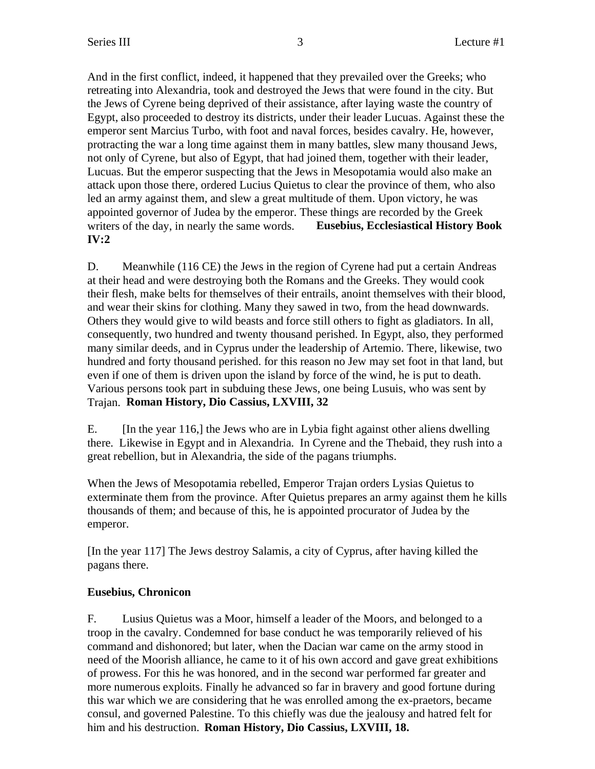And in the first conflict, indeed, it happened that they prevailed over the Greeks; who retreating into Alexandria, took and destroyed the Jews that were found in the city. But the Jews of Cyrene being deprived of their assistance, after laying waste the country of Egypt, also proceeded to destroy its districts, under their leader Lucuas. Against these the emperor sent Marcius Turbo, with foot and naval forces, besides cavalry. He, however, protracting the war a long time against them in many battles, slew many thousand Jews, not only of Cyrene, but also of Egypt, that had joined them, together with their leader, Lucuas. But the emperor suspecting that the Jews in Mesopotamia would also make an attack upon those there, ordered Lucius Quietus to clear the province of them, who also led an army against them, and slew a great multitude of them. Upon victory, he was appointed governor of Judea by the emperor. These things are recorded by the Greek writers of the day, in nearly the same words. **Eusebius, Ecclesiastical History Book IV:2**

D. Meanwhile (116 CE) the Jews in the region of Cyrene had put a certain Andreas at their head and were destroying both the Romans and the Greeks. They would cook their flesh, make belts for themselves of their entrails, anoint themselves with their blood, and wear their skins for clothing. Many they sawed in two, from the head downwards. Others they would give to wild beasts and force still others to fight as gladiators. In all, consequently, two hundred and twenty thousand perished. In Egypt, also, they performed many similar deeds, and in Cyprus under the leadership of Artemio. There, likewise, two hundred and forty thousand perished. for this reason no Jew may set foot in that land, but even if one of them is driven upon the island by force of the wind, he is put to death. Various persons took part in subduing these Jews, one being Lusuis, who was sent by Trajan. **Roman History, Dio Cassius, LXVIII, 32**

E. [In the year 116,] the Jews who are in Lybia fight against other aliens dwelling there. Likewise in Egypt and in Alexandria. In Cyrene and the Thebaid, they rush into a great rebellion, but in Alexandria, the side of the pagans triumphs.

When the Jews of Mesopotamia rebelled, Emperor Trajan orders Lysias Quietus to exterminate them from the province. After Quietus prepares an army against them he kills thousands of them; and because of this, he is appointed procurator of Judea by the emperor.

[In the year 117] The Jews destroy Salamis, a city of Cyprus, after having killed the pagans there.

**Eusebius, Chronicon**

F. Lusius Quietus was a Moor, himself a leader of the Moors, and belonged to a troop in the cavalry. Condemned for base conduct he was temporarily relieved of his command and dishonored; but later, when the Dacian war came on the army stood in need of the Moorish alliance, he came to it of his own accord and gave great exhibitions of prowess. For this he was honored, and in the second war performed far greater and more numerous exploits. Finally he advanced so far in bravery and good fortune during this war which we are considering that he was enrolled among the ex-praetors, became consul, and governed Palestine. To this chiefly was due the jealousy and hatred felt for him and his destruction. **Roman History, Dio Cassius, LXVIII, 18.**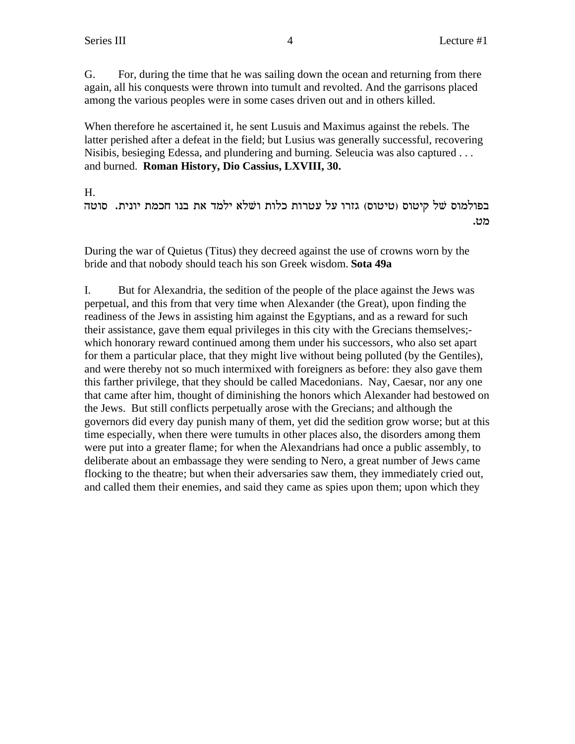G. For, during the time that he was sailing down the ocean and returning from there again, all his conquests were thrown into tumult and revolted. And the garrisons placed among the various peoples were in some cases driven out and in others killed.

When therefore he ascertained it, he sent Lusuis and Maximus against the rebels. The latter perished after a defeat in the field; but Lusius was generally successful, recovering Nisibis, besieging Edessa, and plundering and burning. Seleucia was also captured . . . and burned. **Roman History, Dio Cassius, LXVIII, 30.**

H.

בפולמוס של קיטוס (טיטוס) גזרו על עטרות כלות ושלא ילמד את בנו חכמת יונית. סוטה מט.

During the war of Quietus (Titus) they decreed against the use of crowns worn by the bride and that nobody should teach his son Greek wisdom. **Sota 49a**

I. But for Alexandria, the sedition of the people of the place against the Jews was perpetual, and this from that very time when Alexander (the Great), upon finding the readiness of the Jews in assisting him against the Egyptians, and as a reward for such their assistance, gave them equal privileges in this city with the Grecians themselves;- which honorary reward continued among them under his successors, who also set apart for them a particular place, that they might live without being polluted (by the Gentiles), and were thereby not so much intermixed with foreigners as before: they also gave them this farther privilege, that they should be called Macedonians. Nay, Caesar, nor any one that came after him, thought of diminishing the honors which Alexander had bestowed on the Jews. But still conflicts perpetually arose with the Grecians; and although the governors did every day punish many of them, yet did the sedition grow worse; but at this time especially, when there were tumults in other places also, the disorders among them were put into a greater flame; for when the Alexandrians had once a public assembly, to deliberate about an embassage they were sending to Nero, a great number of Jews came flocking to the theatre; but when their adversaries saw them, they immediately cried out, and called them their enemies, and said they came as spies upon them; upon which they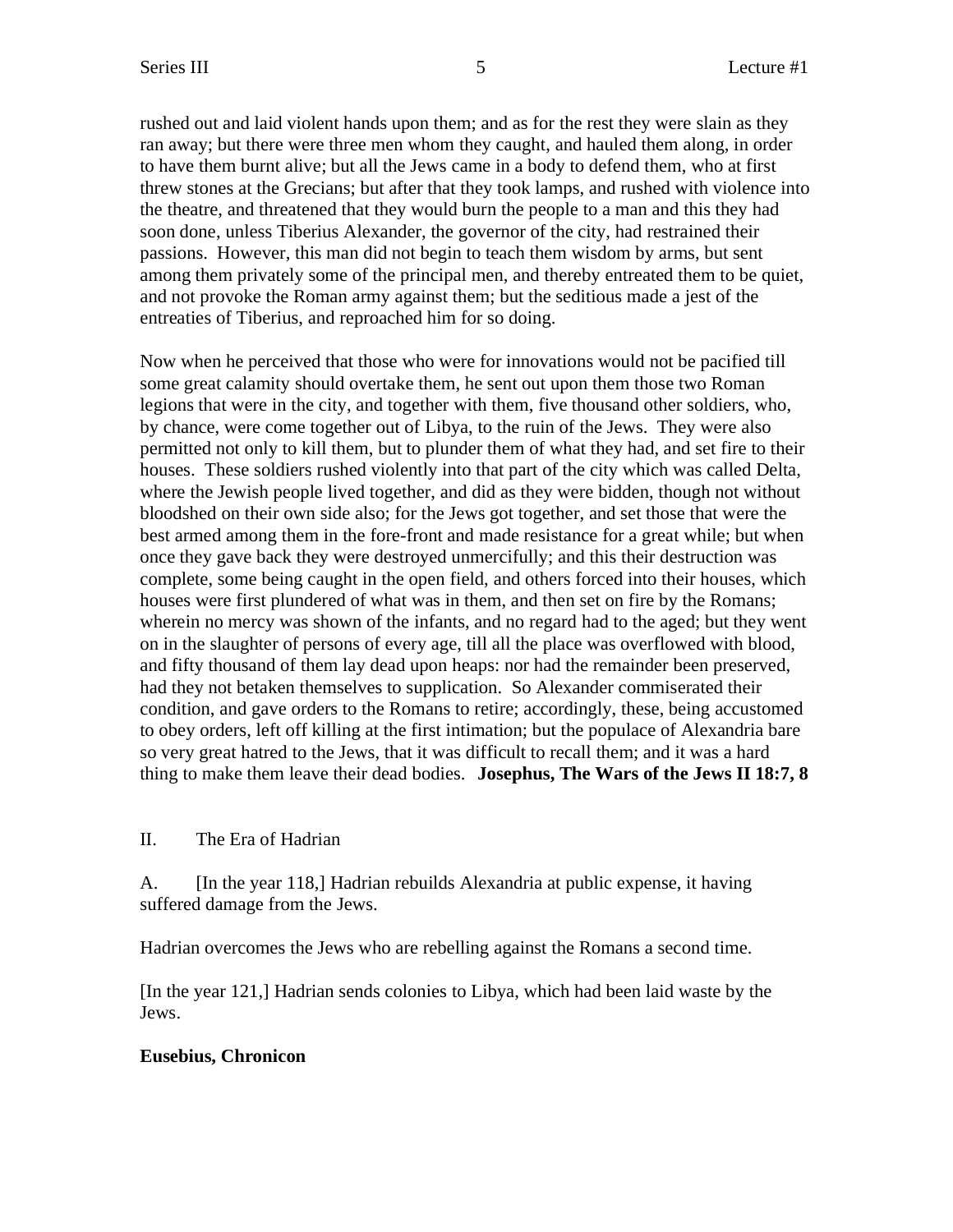rushed out and laid violent hands upon them; and as for the rest they were slain as they ran away; but there were three men whom they caught, and hauled them along, in order to have them burnt alive; but all the Jews came in a body to defend them, who at first threw stones at the Grecians; but after that they took lamps, and rushed with violence into the theatre, and threatened that they would burn the people to a man and this they had soon done, unless Tiberius Alexander, the governor of the city, had restrained their passions. However, this man did not begin to teach them wisdom by arms, but sent among them privately some of the principal men, and thereby entreated them to be quiet, and not provoke the Roman army against them; but the seditious made a jest of the entreaties of Tiberius, and reproached him for so doing.

Now when he perceived that those who were for innovations would not be pacified till some great calamity should overtake them, he sent out upon them those two Roman legions that were in the city, and together with them, five thousand other soldiers, who, by chance, were come together out of Libya, to the ruin of the Jews. They were also permitted not only to kill them, but to plunder them of what they had, and set fire to their houses. These soldiers rushed violently into that part of the city which was called Delta, where the Jewish people lived together, and did as they were bidden, though not without bloodshed on their own side also; for the Jews got together, and set those that were the best armed among them in the fore-front and made resistance for a great while; but when once they gave back they were destroyed unmercifully; and this their destruction was complete, some being caught in the open field, and others forced into their houses, which houses were first plundered of what was in them, and then set on fire by the Romans; wherein no mercy was shown of the infants, and no regard had to the aged; but they went on in the slaughter of persons of every age, till all the place was overflowed with blood, and fifty thousand of them lay dead upon heaps: nor had the remainder been preserved, had they not betaken themselves to supplication. So Alexander commiserated their condition, and gave orders to the Romans to retire; accordingly, these, being accustomed to obey orders, left off killing at the first intimation; but the populace of Alexandria bare so very great hatred to the Jews, that it was difficult to recall them; and it was a hard thing to make them leave their dead bodies. **Josephus, The Wars of the Jews II 18:7, 8**

II. The Era of Hadrian

A. [In the year 118,] Hadrian rebuilds Alexandria at public expense, it having suffered damage from the Jews.

Hadrian overcomes the Jews who are rebelling against the Romans a second time.

[In the year 121,] Hadrian sends colonies to Libya, which had been laid waste by the Jews.

**Eusebius, Chronicon**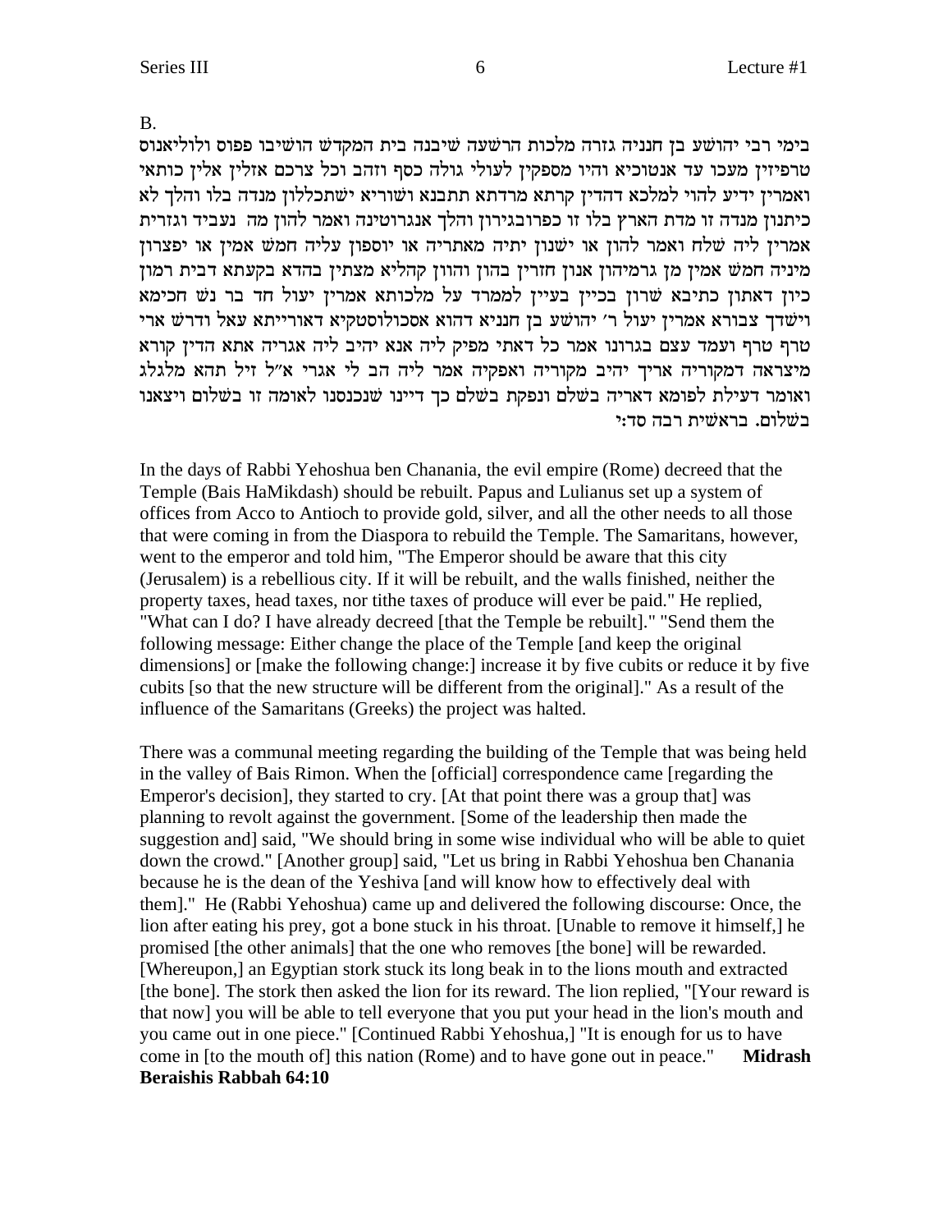B.

בימי רבי יהושע בן חנניה גזרה מלכות הרשעה שיבנה בית המקדש הושיבו פפוס ולוליאנוס טרפיזין מעכו עד אנטוכיא והיו מספקין לעולי גולה כסף וזהב וכל צרכם אזלין אלין כותאי ואמרין ידיע להוי למלכא דהדין קרתא מרדתא תתבנא ושוריא ישתכללון מנדה בלו והלך לא כיתנון מנדה זו מדת הארץ בלו זו כפרובגירון והלך אנגרוטינה ואמר להון מה נעביד וגזרית אמרין ליה שלח ואמר להון או ישנון יתיה מאתריה או יוספון עליה חמש אמין או יפצרון מיניה חמש אמין מן גרמיהון אנון חזרין בהון והוון קהליא מצתין בהדא בקעתא דבית רמון כיון דאתון כתיבא שרון בכיין בעיין למרוד על מלכותא אמרין יעול חד בר נש חכימא וישדך צבורא אמרין יעול ר׳ יהושע בן חנניא דהוא אסכולוסטקיא דאורייתא עאל ודרש ארי טרף טרף ועמד עצם בגרונו אמר כל דאתי מפיק ליה אנא יהיב ליה אגריה אתא הדין קורא מיצראה דמקוריה אריך יהיב מקוריה ואפקיה אמר ליה הב לי אגרי א"ל זיל תהא מלגלג ואומר דעילת לפומא דאריה בשלם ונפקת בשלם כך דיינו שנכנסנו לאומה זו בשלום ויצאנו בשלום. בראשית רבה סד:י

In the days of Rabbi Yehoshua ben Chanania, the evil empire (Rome) decreed that the Temple (Bais HaMikdash) should be rebuilt. Papus and Lulianus set up a system of offices from Acco to Antioch to provide gold, silver, and all the other needs to all those that were coming in from the Diaspora to rebuild the Temple. The Samaritans, however, went to the emperor and told him, "The Emperor should be aware that this city (Jerusalem) is a rebellious city. If it will be rebuilt, and the walls finished, neither the property taxes, head taxes, nor tithe taxes of produce will ever be paid." He replied, "What can I do? I have already decreed [that the Temple be rebuilt]." "Send them the following message: Either change the place of the Temple [and keep the original dimensions] or [make the following change:] increase it by five cubits or reduce it by five cubits [so that the new structure will be different from the original]." As a result of the influence of the Samaritans (Greeks) the project was halted.

There was a communal meeting regarding the building of the Temple that was being held in the valley of Bais Rimon. When the [official] correspondence came [regarding the Emperor's decision], they started to cry. [At that point there was a group that] was planning to revolt against the government. [Some of the leadership then made the suggestion and] said, "We should bring in some wise individual who will be able to quiet down the crowd." [Another group] said, "Let us bring in Rabbi Yehoshua ben Chanania because he is the dean of the Yeshiva [and will know how to effectively deal with them]." He (Rabbi Yehoshua) came up and delivered the following discourse: Once, the lion after eating his prey, got a bone stuck in his throat. [Unable to remove it himself,] he promised [the other animals] that the one who removes [the bone] will be rewarded. [Whereupon,] an Egyptian stork stuck its long beak in to the lions mouth and extracted [the bone]. The stork then asked the lion for its reward. The lion replied, "[Your reward is that now] you will be able to tell everyone that you put your head in the lion's mouth and you came out in one piece." [Continued Rabbi Yehoshua,] "It is enough for us to have come in [to the mouth of] this nation (Rome) and to have gone out in peace." **Midrash Beraishis Rabbah 64:10**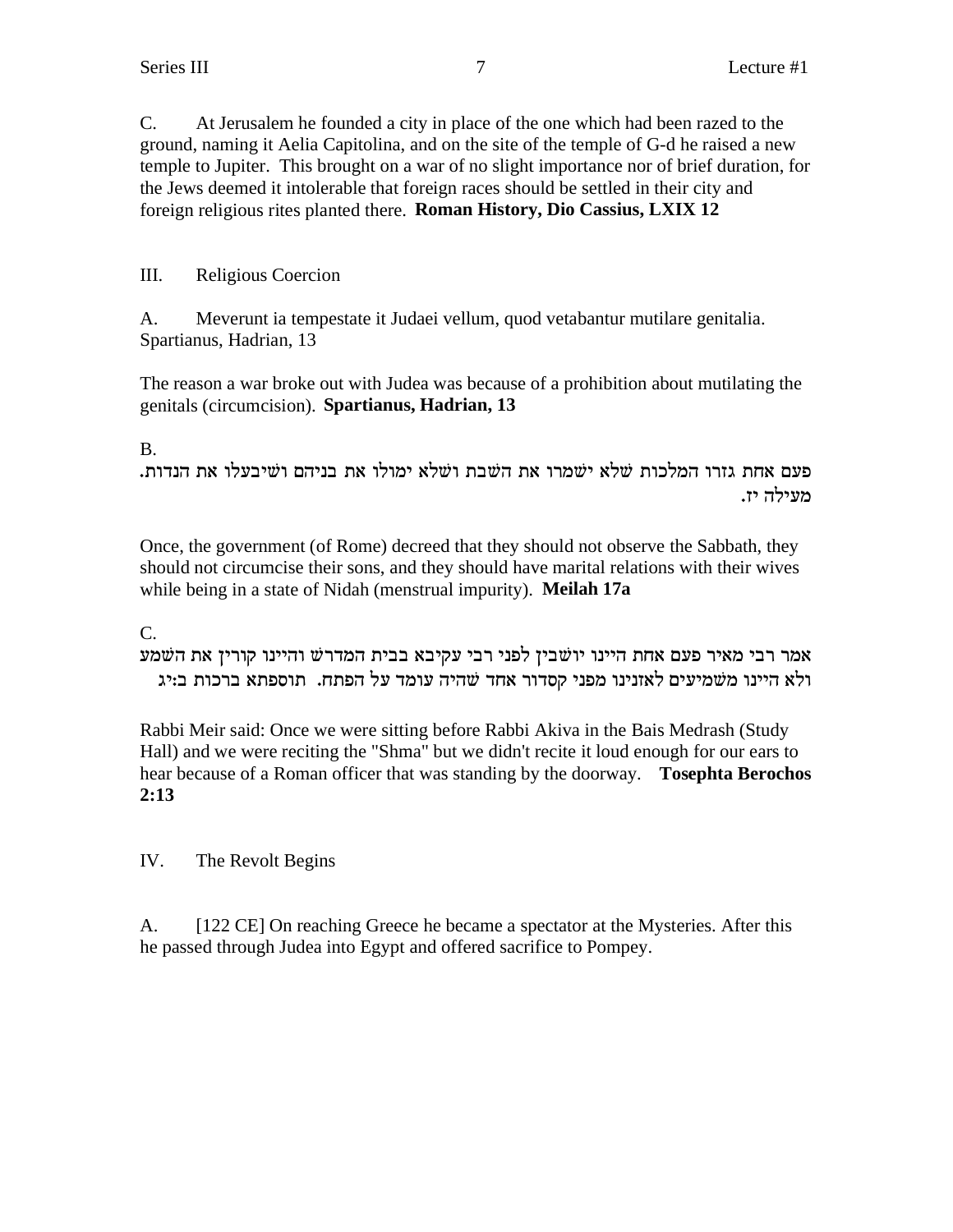C. At Jerusalem he founded a city in place of the one which had been razed to the ground, naming it Aelia Capitolina, and on the site of the temple of G-d he raised a new temple to Jupiter. This brought on a war of no slight importance nor of brief duration, for the Jews deemed it intolerable that foreign races should be settled in their city and foreign religious rites planted there. **Roman History, Dio Cassius, LXIX 12**

III. Religious Coercion

A. Meverunt ia tempestate it Judaei vellum, quod vetabantur mutilare genitalia. Spartianus, Hadrian, 13

The reason a war broke out with Judea was because of a prohibition about mutilating the genitals (circumcision). **Spartianus, Hadrian, 13**

B.

פעם אחת גזרו המלכות שלא ישמרו את השבת ושלא ימולו את בניהם ושיבעלו את הנדות. מעילה יז.

Once, the government (of Rome) decreed that they should not observe the Sabbath, they should not circumcise their sons, and they should have marital relations with their wives while being in a state of Nidah (menstrual impurity). **Meilah 17a**

C.

אמר רבי מאיר פעם אחת היינו יושבין לפני רבי עקיבא בבית המדרש והיינו קורין את השמע ולא היינו משמיעים לאזנינו מפני קסדור אחד שהיה עומד על הפתח. תוספתא ברכות ב:יג

Rabbi Meir said: Once we were sitting before Rabbi Akiva in the Bais Medrash (Study Hall) and we were reciting the "Shma" but we didn't recite it loud enough for our ears to hear because of a Roman officer that was standing by the doorway. **Tosephta Berochos 2:13**

IV. The Revolt Begins

A. [122 CE] On reaching Greece he became a spectator at the Mysteries. After this he passed through Judea into Egypt and offered sacrifice to Pompey.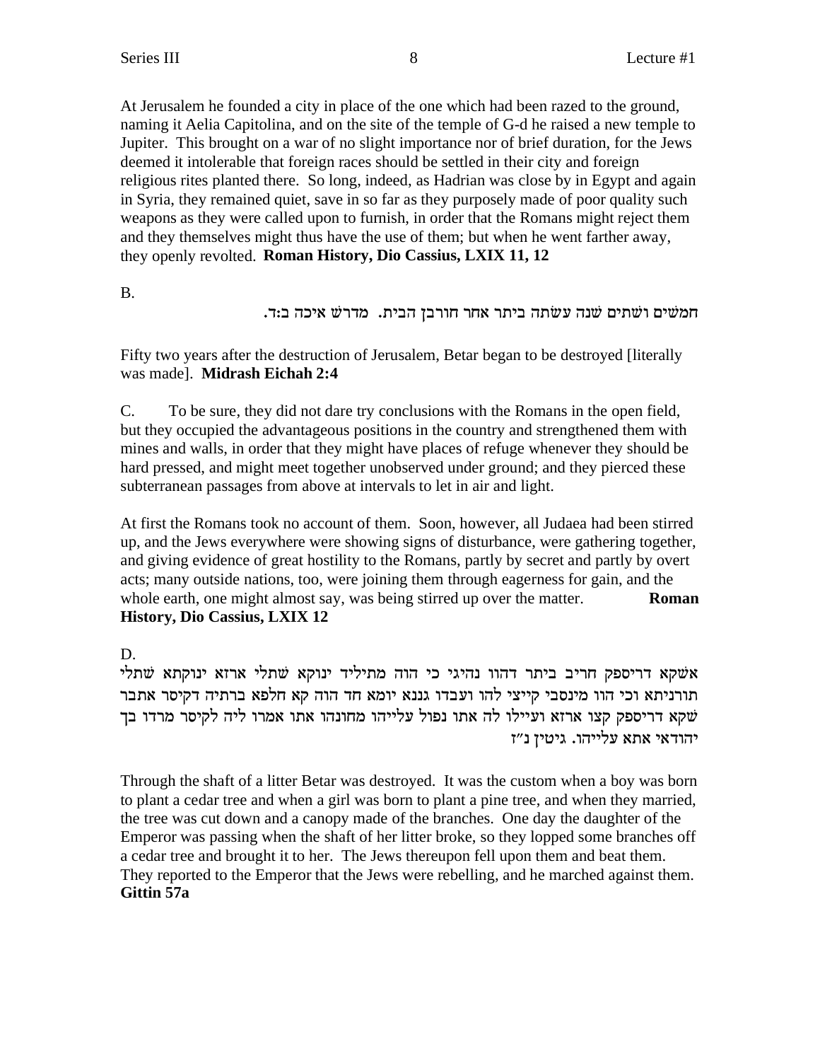At Jerusalem he founded a city in place of the one which had been razed to the ground, naming it Aelia Capitolina, and on the site of the temple of G-d he raised a new temple to Jupiter. This brought on a war of no slight importance nor of brief duration, for the Jews deemed it intolerable that foreign races should be settled in their city and foreign religious rites planted there. So long, indeed, as Hadrian was close by in Egypt and again in Syria, they remained quiet, save in so far as they purposely made of poor quality such weapons as they were called upon to furnish, in order that the Romans might reject them and they themselves might thus have the use of them; but when he went farther away, they openly revolted. **Roman History, Dio Cassius, LXIX 11, 12**

B.

חמשים ושתים שנה עשתה ביתר אחר חורבן הבית. מדרש איכה ב:ד.

Fifty two years after the destruction of Jerusalem, Betar began to be destroyed [literally was made]. **Midrash Eichah 2:4**

C. To be sure, they did not dare try conclusions with the Romans in the open field, but they occupied the advantageous positions in the country and strengthened them with mines and walls, in order that they might have places of refuge whenever they should be hard pressed, and might meet together unobserved under ground; and they pierced these subterranean passages from above at intervals to let in air and light.

At first the Romans took no account of them. Soon, however, all Judaea had been stirred up, and the Jews everywhere were showing signs of disturbance, were gathering together, and giving evidence of great hostility to the Romans, partly by secret and partly by overt acts; many outside nations, too, were joining them through eagerness for gain, and the whole earth, one might almost say, was being stirred up over the matter. **Roman History, Dio Cassius, LXIX 12**

D.

אשקא דריספק חריב ביתר דהוו נהיגי כי הוה מתיליד ינוקא שתלי ארזא ינוקתא שתלי תורניתא וכי הוו מינסבי קייצי להו ועבדו גננא יומא חד הוה קא חלפא ברתיה דקיסר אתבר שקא דריספק קצו ארזא ועיילו לה אתו נפול עלייהו מחונהו אתו אמרו ליה לקיסר מרדו בך יהודאי אתא עלייהו. גיטין נ"ז

Through the shaft of a litter Betar was destroyed. It was the custom when a boy was born to plant a cedar tree and when a girl was born to plant a pine tree, and when they married, the tree was cut down and a canopy made of the branches. One day the daughter of the Emperor was passing when the shaft of her litter broke, so they lopped some branches off a cedar tree and brought it to her. The Jews thereupon fell upon them and beat them. They reported to the Emperor that the Jews were rebelling, and he marched against them. **Gittin 57a**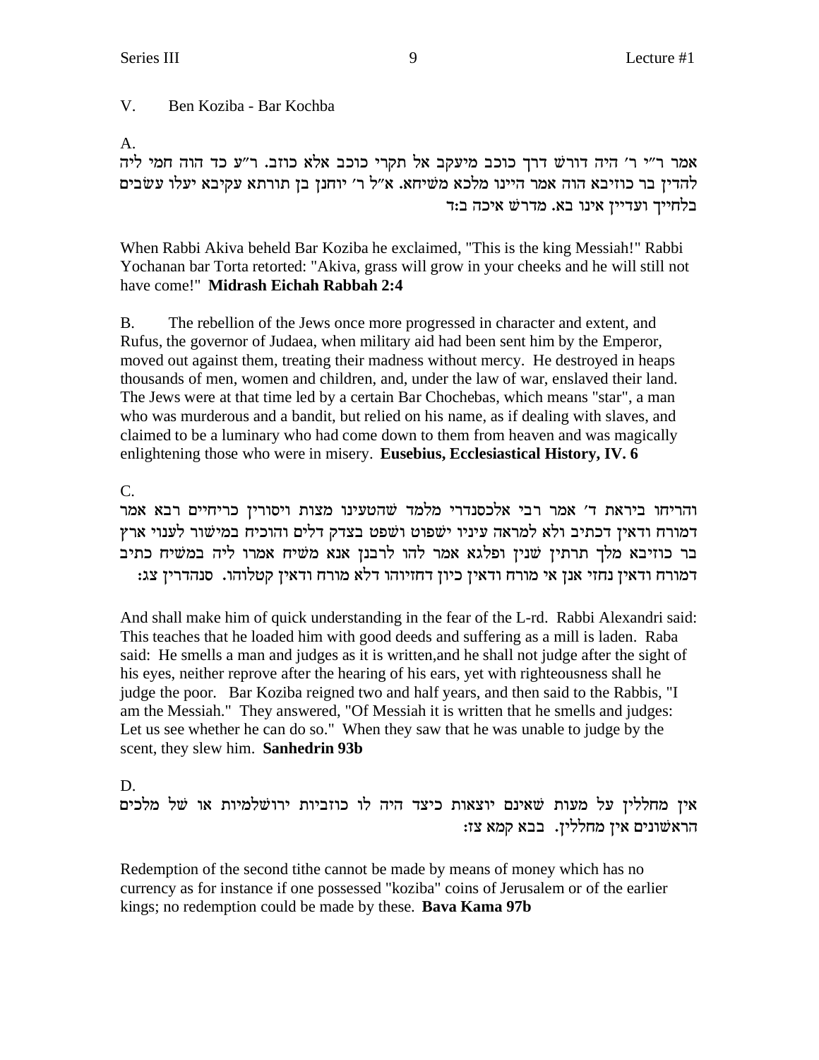## V. Ben Koziba - Bar Kochba

A.

אמר ר"י ר' היה דורש דרך כוכב מיעקב אל תקרי כוכב אלא כוזב. ר"ע כד הוה חמי ליה להדין בר כוזיבא הוה אמר היינו מלכא משיחא. א"ל ר' יוחנן בן תורתא עקיבא יעלו עשבים בלחייך ועדיין אינו בא. מדרש איכה ב:ד

When Rabbi Akiva beheld Bar Koziba he exclaimed, "This is the king Messiah!" Rabbi Yochanan bar Torta retorted: "Akiva, grass will grow in your cheeks and he will still not have come!" **Midrash Eichah Rabbah 2:4**

B. The rebellion of the Jews once more progressed in character and extent, and Rufus, the governor of Judaea, when military aid had been sent him by the Emperor, moved out against them, treating their madness without mercy. He destroyed in heaps thousands of men, women and children, and, under the law of war, enslaved their land. The Jews were at that time led by a certain Bar Chochebas, which means "star", a man who was murderous and a bandit, but relied on his name, as if dealing with slaves, and claimed to be a luminary who had come down to them from heaven and was magically enlightening those who were in misery. **Eusebius, Ecclesiastical History, IV. 6**

C.

והריחו ביראת ד' אמר רבי אלכסנדרי מלמד שהטעינו מצות ויסורין כריחיים רבא אמר דמורח ודאין דכתיב ולא למראה עיניו ישפוט ושפט בצדק דלים והוכיח במישור לענוי ארץ בר כוזיבא מלך תרתין שנין ופלגא אמר להו לרבנן אנא משיח אמרו ליה במשיח כתיב דמורח ודאין נחזי אנן אי מורח ודאין כיון דחזיוהו דלא מורח ודאין קטלוהו. סנהדרין צג:

And shall make him of quick understanding in the fear of the L-rd. Rabbi Alexandri said: This teaches that he loaded him with good deeds and suffering as a mill is laden. Raba said: He smells a man and judges as it is written,and he shall not judge after the sight of his eyes, neither reprove after the hearing of his ears, yet with righteousness shall he judge the poor. Bar Koziba reigned two and half years, and then said to the Rabbis, "I am the Messiah." They answered, "Of Messiah it is written that he smells and judges: Let us see whether he can do so." When they saw that he was unable to judge by the scent, they slew him. **Sanhedrin 93b**

D.

אין מחללין על מעות שאינם יוצאות כיצד היה לו כוזביות ירושלמיות או של מלכים הראשונים אין מחללין. בבא קמא צז:

Redemption of the second tithe cannot be made by means of money which has no currency as for instance if one possessed "koziba" coins of Jerusalem or of the earlier kings; no redemption could be made by these. **Bava Kama 97b**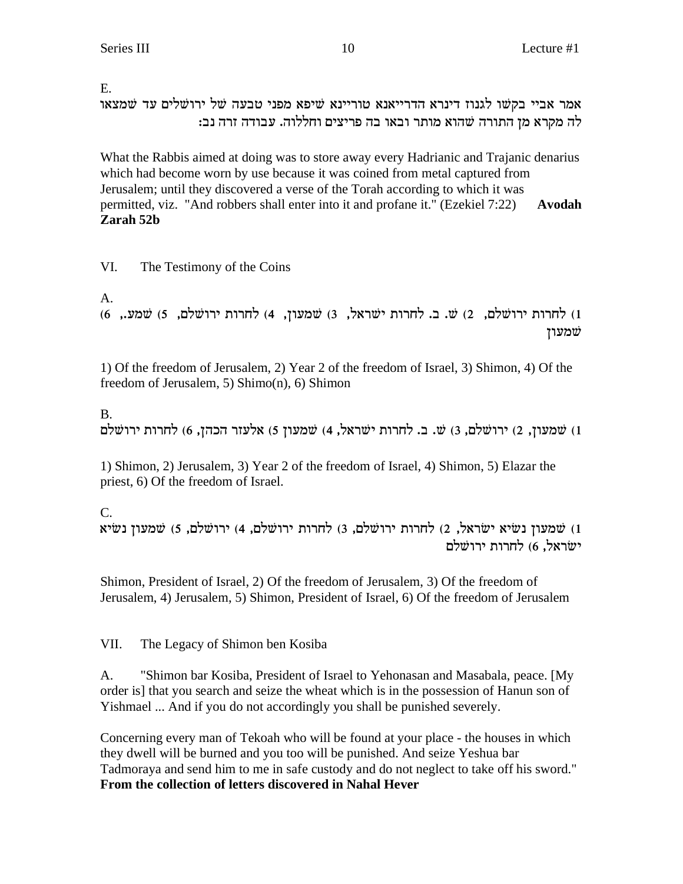E.

אמר אביי בקשו לגנוז דינרא הדרייאנא טוריינא שיפא מפני טבעה של ירושלים עד שמצאו לה מקרא מן התורה שהוא מותר ובאו בה פריצים וחללוה. עבודה זרה נב:

What the Rabbis aimed at doing was to store away every Hadrianic and Trajanic denarius which had become worn by use because it was coined from metal captured from Jerusalem; until they discovered a verse of the Torah according to which it was permitted, viz. "And robbers shall enter into it and profane it." (Ezekiel 7:22) **Avodah Zarah 52b**

VI. The Testimony of the Coins

A.

1) לחרות ירושלם, 2) ש. ב. לחרות ישראל, 3) שמעון, 4) לחרות ירושלם, 5) שמע., 6) שמעון

1) Of the freedom of Jerusalem, 2) Year 2 of the freedom of Israel, 3) Shimon, 4) Of the freedom of Jerusalem, 5) Shimo(n), 6) Shimon

B.

1) שמעון, 2) ירושלם, 3) ש. ב. לחרות ישראל, 4) שמעון 5) אלעזר הכהן, 6) לחרות ירושלם

1) Shimon, 2) Jerusalem, 3) Year 2 of the freedom of Israel, 4) Shimon, 5) Elazar the priest, 6) Of the freedom of Israel.

C.

1) שמעון נשיא ישראל, 2) לחרות ירושלם, 3) לחרות ירושלם, 4) ירושלם, 5) שמעון נשיא ישראל, 6) לחרות ירושלם

Shimon, President of Israel, 2) Of the freedom of Jerusalem, 3) Of the freedom of Jerusalem, 4) Jerusalem, 5) Shimon, President of Israel, 6) Of the freedom of Jerusalem

VII. The Legacy of Shimon ben Kosiba

A. "Shimon bar Kosiba, President of Israel to Yehonasan and Masabala, peace. [My order is] that you search and seize the wheat which is in the possession of Hanun son of Yishmael ... And if you do not accordingly you shall be punished severely.

Concerning every man of Tekoah who will be found at your place - the houses in which they dwell will be burned and you too will be punished. And seize Yeshua bar Tadmoraya and send him to me in safe custody and do not neglect to take off his sword." **From the collection of letters discovered in Nahal Hever**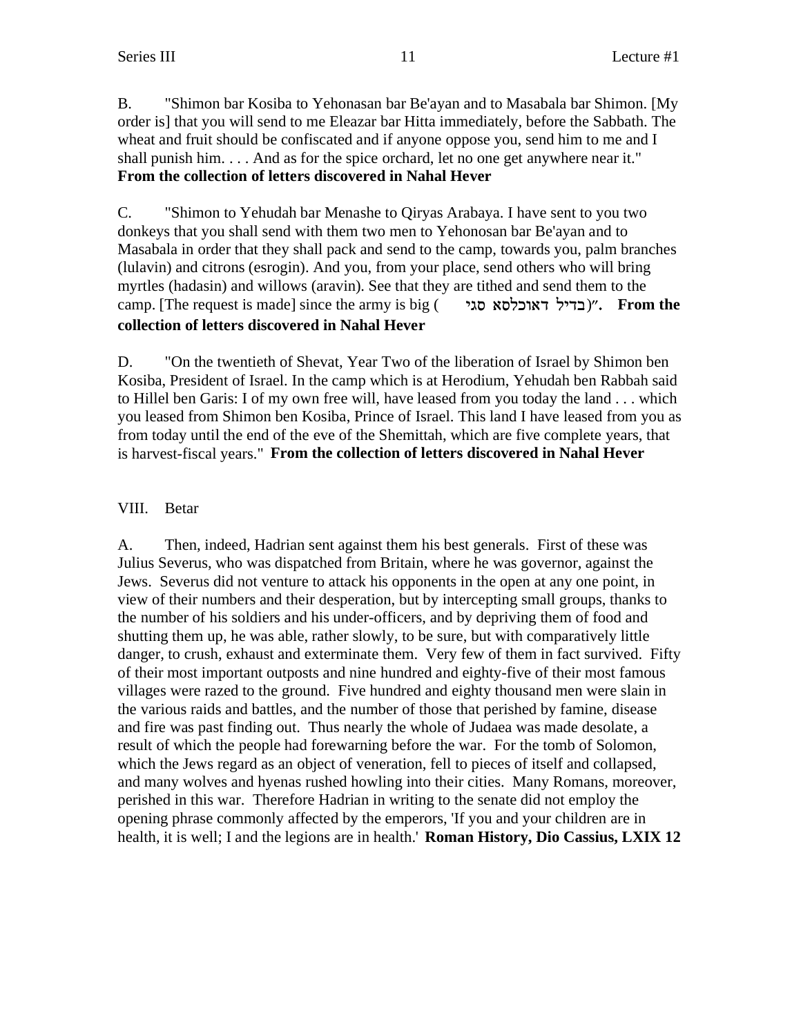B. "Shimon bar Kosiba to Yehonasan bar Be'ayan and to Masabala bar Shimon. [My order is] that you will send to me Eleazar bar Hitta immediately, before the Sabbath. The wheat and fruit should be confiscated and if anyone oppose you, send him to me and I shall punish him. . . . And as for the spice orchard, let no one get anywhere near it." **From the collection of letters discovered in Nahal Hever**

C. "Shimon to Yehudah bar Menashe to Qiryas Arabaya. I have sent to you two donkeys that you shall send with them two men to Yehonosan bar Be'ayan and to Masabala in order that they shall pack and send to the camp, towards you, palm branches (lulavin) and citrons (esrogin). And you, from your place, send others who will bring myrtles (hadasin) and willows (aravin). See that they are tithed and send them to the camp. [The request is made] since the army is big (בדיל דאוכלסא סגי)". **From the collection of letters discovered in Nahal Hever**

D. "On the twentieth of Shevat, Year Two of the liberation of Israel by Shimon ben Kosiba, President of Israel. In the camp which is at Herodium, Yehudah ben Rabbah said to Hillel ben Garis: I of my own free will, have leased from you today the land . . . which you leased from Shimon ben Kosiba, Prince of Israel. This land I have leased from you as from today until the end of the eve of the Shemittah, which are five complete years, that is harvest-fiscal years." **From the collection of letters discovered in Nahal Hever**

## VIII. Betar

A. Then, indeed, Hadrian sent against them his best generals. First of these was Julius Severus, who was dispatched from Britain, where he was governor, against the Jews. Severus did not venture to attack his opponents in the open at any one point, in view of their numbers and their desperation, but by intercepting small groups, thanks to the number of his soldiers and his under-officers, and by depriving them of food and shutting them up, he was able, rather slowly, to be sure, but with comparatively little danger, to crush, exhaust and exterminate them. Very few of them in fact survived. Fifty of their most important outposts and nine hundred and eighty-five of their most famous villages were razed to the ground. Five hundred and eighty thousand men were slain in the various raids and battles, and the number of those that perished by famine, disease and fire was past finding out. Thus nearly the whole of Judaea was made desolate, a result of which the people had forewarning before the war. For the tomb of Solomon, which the Jews regard as an object of veneration, fell to pieces of itself and collapsed, and many wolves and hyenas rushed howling into their cities. Many Romans, moreover, perished in this war. Therefore Hadrian in writing to the senate did not employ the opening phrase commonly affected by the emperors, 'If you and your children are in health, it is well; I and the legions are in health.' **Roman History, Dio Cassius, LXIX 12**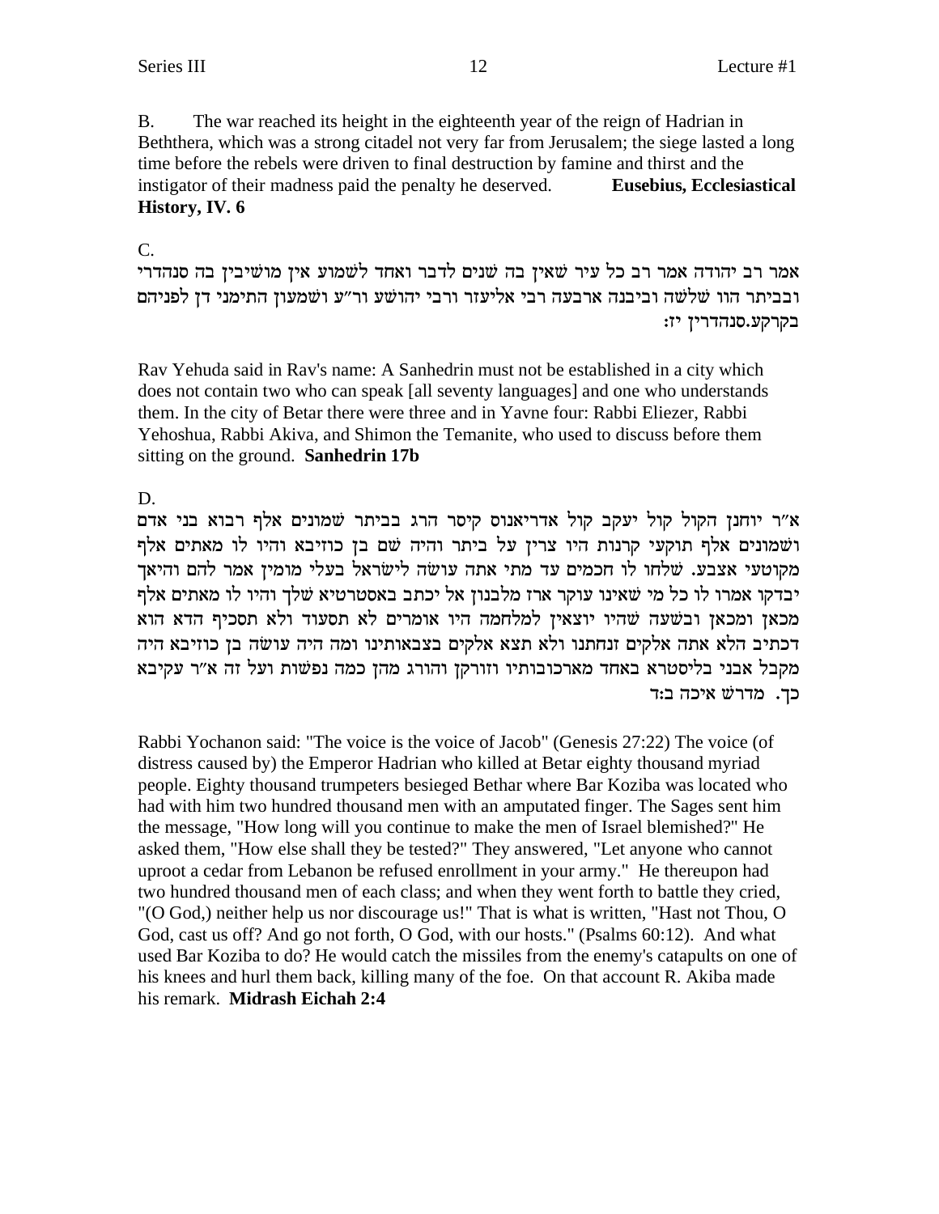B. The war reached its height in the eighteenth year of the reign of Hadrian in Beththera, which was a strong citadel not very far from Jerusalem; the siege lasted a long time before the rebels were driven to final destruction by famine and thirst and the instigator of their madness paid the penalty he deserved. **Eusebius, Ecclesiastical History, IV. 6**

C.

אמר רב יהודה אמר רב כל עיר שאין בה שנים לדבר ואחד לשמוע אין מושיבין בה סנהדרי ובביתר הוו שלשה וביבנה ארבעה רבי אליעזר ורבי יהושע ור"ע ושמעון התימני דן לפניהם בקרקע.סנהדרין יז:

Rav Yehuda said in Rav's name: A Sanhedrin must not be established in a city which does not contain two who can speak [all seventy languages] and one who understands them. In the city of Betar there were three and in Yavne four: Rabbi Eliezer, Rabbi Yehoshua, Rabbi Akiva, and Shimon the Temanite, who used to discuss before them sitting on the ground. **Sanhedrin 17b**

D.

א"ר יוחנן הקול קול יעקב קול אדריאנוס קיסר הרג בביתר שמונים אלף רבוא בני אדם ושמונים אלף תוקעי קרנות היו צרין על ביתר והיה שם בן כוזיבא והיו לו מאתים אלף מקוטעי אצבע. שלחו לו חכמים עד מתי אתה עושה לישראל בעלי מומין אמר להם והיאך יבדקו אמרו לו כל מי שאינו עוקר ארז מלבנון אל יכתב באסטרטיא שלך והיו לו מאתים אלף מכאן ומכאן ובשעה שהיו יוצאין למלחמה היו אומרים לא תסעוד ולא תסכיף הדא הוא דכתיב הלא אתה אלקים זנחתנו ולא תצא אלקים בצבאותינו ומה היה עושה בן כוזיבא היה מקבל אבני בליסטרא באחד מארכובותיו וזורקן והורג מהן כמה נפשות ועל זה א"ר עקיבא כך. מדרש איכה ב:ד

Rabbi Yochanon said: "The voice is the voice of Jacob" (Genesis 27:22) The voice (of distress caused by) the Emperor Hadrian who killed at Betar eighty thousand myriad people. Eighty thousand trumpeters besieged Bethar where Bar Koziba was located who had with him two hundred thousand men with an amputated finger. The Sages sent him the message, "How long will you continue to make the men of Israel blemished?" He asked them, "How else shall they be tested?" They answered, "Let anyone who cannot uproot a cedar from Lebanon be refused enrollment in your army." He thereupon had two hundred thousand men of each class; and when they went forth to battle they cried, "(O God,) neither help us nor discourage us!" That is what is written, "Hast not Thou, O God, cast us off? And go not forth, O God, with our hosts." (Psalms 60:12). And what used Bar Koziba to do? He would catch the missiles from the enemy's catapults on one of his knees and hurl them back, killing many of the foe. On that account R. Akiba made his remark. **Midrash Eichah 2:4**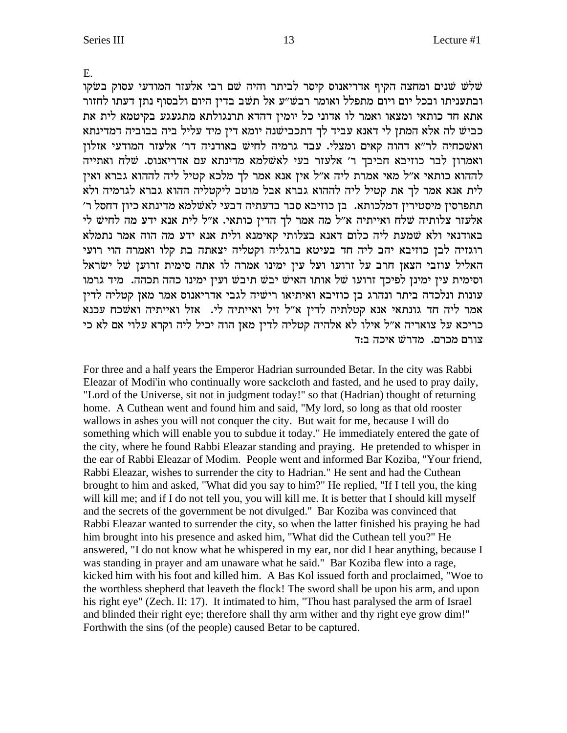E.

שלש שנים ומחצה הקיף אדריאנוס קיסר לביתר והיה שם רבי אלעזר המודעי עסוק בשקו ובתעניתו ובכל יום ויום מתפלל ואומר רבש"ע אל תשב בדין היום ולבסוף נתן דעתו לחזור אתא חד כותאי ומצאו ואמר לו אדוני כל יומין דהדא תרנגולתא מתגעגע בקיטמא לית את כביש לה אלא המתן לי דאנא עביד לך דתכבישנה יומא דין מיד עליל ביה בבוביה דמדינתא ואשכחיה לר"א דהוה קאים ומצלי. עבד גרמיה לחיש באודניה דר' אלעזר המודעי אזלון ואמרון לבר כוזיבא חביבך ר' אלעזר בעי לאשלמא מדינתא עם אדריאנוס. שלח ואתייה לההוא כותאי א"ל מאי אמרת ליה א"ל אין אנא אמר לך מלכא קטיל ליה לההוא גברא ואין לית אנא אמר לך את קטיל ליה לההוא גברא אבל מוטב ליקטליה ההוא גברא לגרמיה ולא תתפרסין מיסטירין דמלכותא. בן כוזיבא סבר בדעתיה דבעי לאשלמא מדינתא כיון דחסל ר' אלעזר צלותיה שלח ואייתיה א"ל מה אמר לך הדין כותאי. א"ל לית אנא ידע מה לחיש לי באודנאי ולא שמעת ליה כלום דאנא בצלותי קאימנא ולית אנא ידע מה הוה אמר נתמלא רוגזיה לבן כוזיבא יהב ליה חד בעיטא ברגליה וקטליה יצאתה בת קלו ואמרה הוי רועי האליל עוזבי הצאן חרב על זרועו ועל עין ימינו אמרה לו אתה סימית זרועך של ישראל וסימית עין ימינך לפיכך זרועו של אותו האיש יבש תיבש ועין ימינו כהה תכהה. מיד גרמו עונות ונלכדה ביתר ונהרג בן כוזיבא ואיתיאו רישיה לגבי אדריאנוס אמר מאן קטליה לדין אמר ליה חד גונתאי אנא קטלתיה לדין א"ל זיל ואייתיה לי. אזל ואייתיה ואשכח עכנא כריכא על צואריה א"ל אילו לא אלהיה קטליה לדין מאן הוה יכיל ליה וקרא עלוי אם לא כי צורם מכרם. מדרש איכה ב:ד

For three and a half years the Emperor Hadrian surrounded Betar. In the city was Rabbi Eleazar of Modi'in who continually wore sackcloth and fasted, and he used to pray daily, "Lord of the Universe, sit not in judgment today!" so that (Hadrian) thought of returning home. A Cuthean went and found him and said, "My lord, so long as that old rooster wallows in ashes you will not conquer the city. But wait for me, because I will do something which will enable you to subdue it today." He immediately entered the gate of the city, where he found Rabbi Eleazar standing and praying. He pretended to whisper in the ear of Rabbi Eleazar of Modim. People went and informed Bar Koziba, "Your friend, Rabbi Eleazar, wishes to surrender the city to Hadrian." He sent and had the Cuthean brought to him and asked, "What did you say to him?" He replied, "If I tell you, the king will kill me; and if I do not tell you, you will kill me. It is better that I should kill myself and the secrets of the government be not divulged." Bar Koziba was convinced that Rabbi Eleazar wanted to surrender the city, so when the latter finished his praying he had him brought into his presence and asked him, "What did the Cuthean tell you?" He answered, "I do not know what he whispered in my ear, nor did I hear anything, because I was standing in prayer and am unaware what he said." Bar Koziba flew into a rage, kicked him with his foot and killed him. A Bas Kol issued forth and proclaimed, "Woe to the worthless shepherd that leaveth the flock! The sword shall be upon his arm, and upon his right eye" (Zech. II: 17). It intimated to him, "Thou hast paralysed the arm of Israel and blinded their right eye; therefore shall thy arm wither and thy right eye grow dim!" Forthwith the sins (of the people) caused Betar to be captured.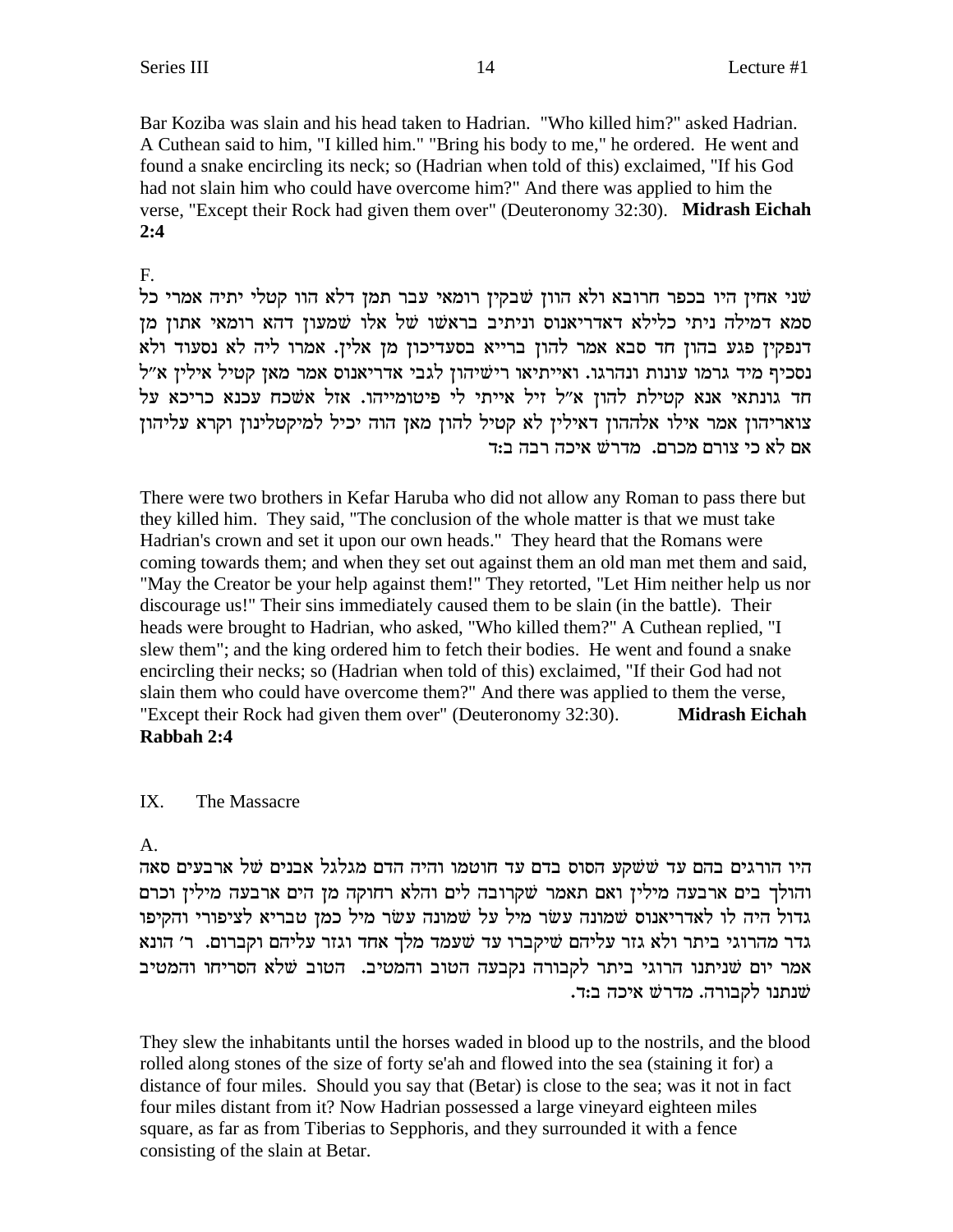Bar Koziba was slain and his head taken to Hadrian. "Who killed him?" asked Hadrian. A Cuthean said to him, "I killed him." "Bring his body to me," he ordered. He went and found a snake encircling its neck; so (Hadrian when told of this) exclaimed, "If his God had not slain him who could have overcome him?" And there was applied to him the verse, "Except their Rock had given them over" (Deuteronomy 32:30). **Midrash Eichah 2:4**

F.

שני אחין היו בכפר חרובא ולא הוון שבקין רומאי עבר תמן דלא הוו קטלי יתיה אמרי כל סמא דמילה ניתי כלילא דאדריאנוס וניתיב בראשו של אלו שמעון דהא רומאי אתון מן דנפקין פגע בהון חד סבא אמר להון בורייא בסעדיכון מן אלין. אמרו ליה לא נסעוד ולא נסכיף מיד גרמו עונות ונהרגו. ואייתיאו רישיהון לגבי אדריאנוס אמר מאן קטיל אילין א"ל חד גונתאי אנא קטילת להון א"ל זיל אייתי לי פיטומייהו. אזל אשכח עכנא כריכא על צואריהון אמר אילו אלההון דאילין לא קטיל להון מאן הוה יכיל למיקטלינון וקרא עליהון אם לא כי צורם מכרם. מדרש איכה רבה ב:ד

There were two brothers in Kefar Haruba who did not allow any Roman to pass there but they killed him. They said, "The conclusion of the whole matter is that we must take Hadrian's crown and set it upon our own heads." They heard that the Romans were coming towards them; and when they set out against them an old man met them and said, "May the Creator be your help against them!" They retorted, "Let Him neither help us nor discourage us!" Their sins immediately caused them to be slain (in the battle). Their heads were brought to Hadrian, who asked, "Who killed them?" A Cuthean replied, "I slew them"; and the king ordered him to fetch their bodies. He went and found a snake encircling their necks; so (Hadrian when told of this) exclaimed, "If their God had not slain them who could have overcome them?" And there was applied to them the verse, "Except their Rock had given them over" (Deuteronomy 32:30). **Midrash Eichah Rabbah 2:4**

IX. The Massacre

A.

היו הורגים בהם עד ששקע הסוס בדם עד חוטמו והיה הדם מגלגל אבנים של ארבעים סאה והולך בים ארבעה מילין ואם תאמר שקרובה לים והלא רחוקה מן הים ארבעה מילין וכרם גדול היה לו לאדריאנוס שמונה עשר מיל על שמונה עשר מיל כמן טבריא לציפורי והקיפו גדר מהרוגי ביתר ולא גזר עליהם שיקברו עד שעמד מלך אחד וגזר עליהם וקברום. ר' הונא אמר יום שניתנו הרוגי ביתר לקבורה נקבעה הטוב והמטיב. הטוב שלא הסריחו והמטיב שנתנו לקבורה. מדרש איכה ב:ד.

They slew the inhabitants until the horses waded in blood up to the nostrils, and the blood rolled along stones of the size of forty se'ah and flowed into the sea (staining it for) a distance of four miles. Should you say that (Betar) is close to the sea; was it not in fact four miles distant from it? Now Hadrian possessed a large vineyard eighteen miles square, as far as from Tiberias to Sepphoris, and they surrounded it with a fence consisting of the slain at Betar.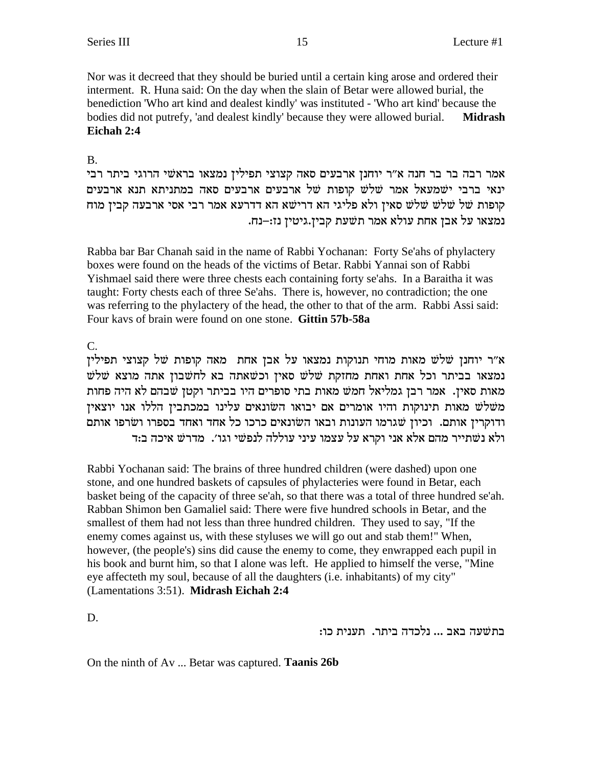Nor was it decreed that they should be buried until a certain king arose and ordered their interment. R. Huna said: On the day when the slain of Betar were allowed burial, the benediction 'Who art kind and dealest kindly' was instituted - 'Who art kind' because the bodies did not putrefy, 'and dealest kindly' because they were allowed burial. **Midrash Eichah 2:4**

B.

אמר רבה בר בר חנה א"ר יוחנן ארבעים סאה קצוצי תפילין נמצאו בראשי הרוגי ביתר רבי ינאי ברבי ישמעאל אמר שלש קופות של ארבעים ארבעים סאה במתניתא תנא ארבעים קופות של שלש שלש סאין ולא פליגי הא דרישא הא דדרעא אמר רבי אסי ארבעה קבין מוח נמצאו על אבן אחת עולא אמר תשעת קבין.גיטין נז:–נח.

Rabba bar Bar Chanah said in the name of Rabbi Yochanan: Forty Se'ahs of phylactery boxes were found on the heads of the victims of Betar. Rabbi Yannai son of Rabbi Yishmael said there were three chests each containing forty se'ahs. In a Baraitha it was taught: Forty chests each of three Se'ahs. There is, however, no contradiction; the one was referring to the phylactery of the head, the other to that of the arm. Rabbi Assi said: Four kavs of brain were found on one stone. **Gittin 57b-58a**

C.

א"ר יוחנן שלש מאות מוחי תנוקות נמצאו על אבן אחת מאה קופות של קצוצי תפילין נמצאו בביתר וכל אחת ואחת מחזקת שלש סאין וכשאתה בא לחשבון אתה מוצא שלש מאות סאין. אמר רבן גמליאל חמש מאות בתי סופרים היו בביתר וקטן שבהם לא היה פחות משלש מאות תינוקות והיו אומרים אם יבואו השונאים עלינו במכתבין הללו אנו יוצאין ודוקרין אותם. וכיון שגרמו העונות ובאו השונאים כרכו כל אחד ואחד בספרו ושרפו אותם ולא נשתייר מהם אלא אני וקרא על עצמו עיני עוללה לנפשי וגו'. מדרש איכה ב:ד

Rabbi Yochanan said: The brains of three hundred children (were dashed) upon one stone, and one hundred baskets of capsules of phylacteries were found in Betar, each basket being of the capacity of three se'ah, so that there was a total of three hundred se'ah. Rabban Shimon ben Gamaliel said: There were five hundred schools in Betar, and the smallest of them had not less than three hundred children. They used to say, "If the enemy comes against us, with these styluses we will go out and stab them!" When, however, (the people's) sins did cause the enemy to come, they enwrapped each pupil in his book and burnt him, so that I alone was left. He applied to himself the verse, "Mine eye affecteth my soul, because of all the daughters (i.e. inhabitants) of my city" (Lamentations 3:51). **Midrash Eichah 2:4**

D.

בתשעה באב ... נלכדה ביתר. תענית כו:

On the ninth of Av ... Betar was captured. **Taanis 26b**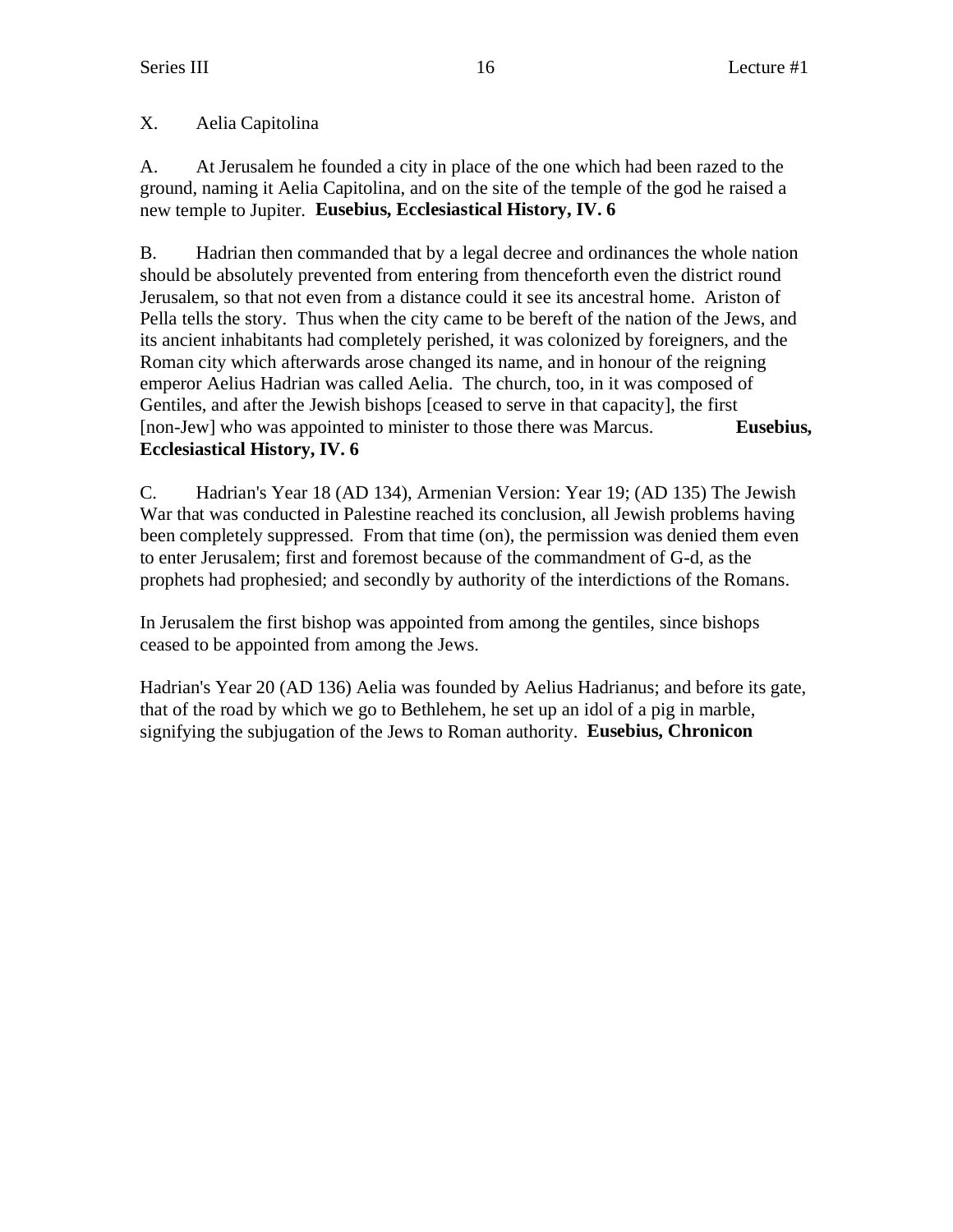## X. Aelia Capitolina

A. At Jerusalem he founded a city in place of the one which had been razed to the ground, naming it Aelia Capitolina, and on the site of the temple of the god he raised a new temple to Jupiter. **Eusebius, Ecclesiastical History, IV. 6**

B. Hadrian then commanded that by a legal decree and ordinances the whole nation should be absolutely prevented from entering from thenceforth even the district round Jerusalem, so that not even from a distance could it see its ancestral home. Ariston of Pella tells the story. Thus when the city came to be bereft of the nation of the Jews, and its ancient inhabitants had completely perished, it was colonized by foreigners, and the Roman city which afterwards arose changed its name, and in honour of the reigning emperor Aelius Hadrian was called Aelia. The church, too, in it was composed of Gentiles, and after the Jewish bishops [ceased to serve in that capacity], the first [non-Jew] who was appointed to minister to those there was Marcus. **Eusebius, Ecclesiastical History, IV. 6**

C. Hadrian's Year 18 (AD 134), Armenian Version: Year 19; (AD 135) The Jewish War that was conducted in Palestine reached its conclusion, all Jewish problems having been completely suppressed. From that time (on), the permission was denied them even to enter Jerusalem; first and foremost because of the commandment of G-d, as the prophets had prophesied; and secondly by authority of the interdictions of the Romans.

In Jerusalem the first bishop was appointed from among the gentiles, since bishops ceased to be appointed from among the Jews.

Hadrian's Year 20 (AD 136) Aelia was founded by Aelius Hadrianus; and before its gate, that of the road by which we go to Bethlehem, he set up an idol of a pig in marble, signifying the subjugation of the Jews to Roman authority. **Eusebius, Chronicon**